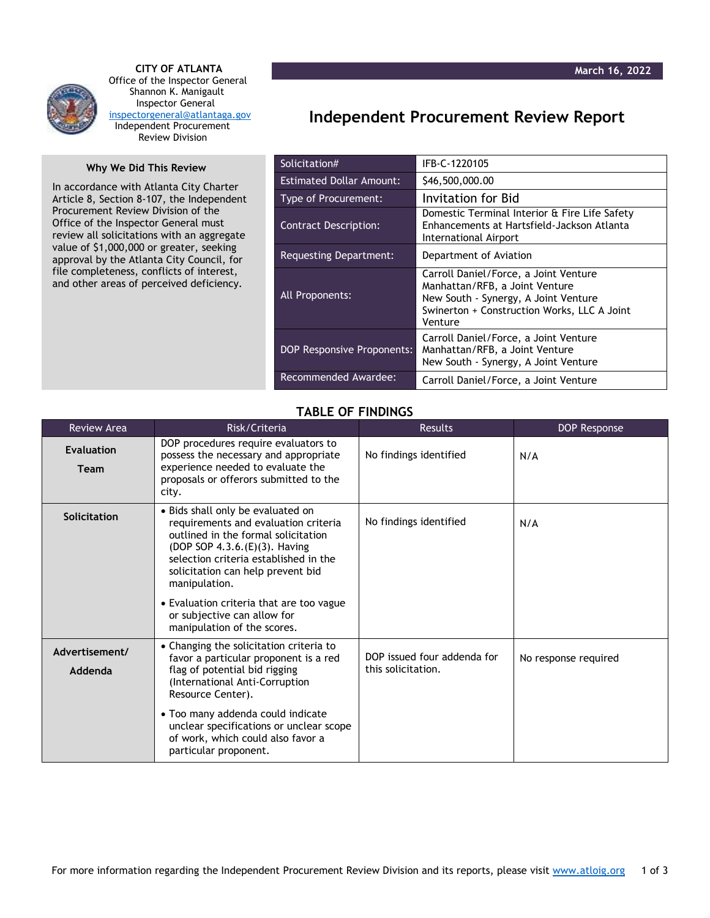**CITY OF ATLANTA**
Office of the Inspector General
Shannon K. Manigault
Inspector General
inspectorgeneral@atlantaga.gov
Independent Procurement
Review Division

**March 16, 2022**

# Independent Procurement Review Report

### Why We Did This Review

In accordance with Atlanta City Charter Article 8, Section 8-107, the Independent Procurement Review Division of the Office of the Inspector General must review all solicitations with an aggregate value of $1,000,000 or greater, seeking approval by the Atlanta City Council, for file completeness, conflicts of interest, and other areas of perceived deficiency.

| | |
|---|---|
| Solicitation# | IFB-C-1220105 |
| Estimated Dollar Amount: | $46,500,000.00 |
| Type of Procurement: | Invitation for Bid |
| Contract Description: | Domestic Terminal Interior & Fire Life Safety Enhancements at Hartsfield-Jackson Atlanta International Airport |
| Requesting Department: | Department of Aviation |
| All Proponents: | Carroll Daniel/Force, a Joint Venture<br>Manhattan/RFB, a Joint Venture<br>New South - Synergy, A Joint Venture<br>Swinerton + Construction Works, LLC A Joint Venture |
| DOP Responsive Proponents: | Carroll Daniel/Force, a Joint Venture<br>Manhattan/RFB, a Joint Venture<br>New South - Synergy, A Joint Venture |
| Recommended Awardee: | Carroll Daniel/Force, a Joint Venture |

### TABLE OF FINDINGS

| Review Area | Risk/Criteria | Results | DOP Response |
|---|---|---|---|
| **Evaluation Team** | DOP procedures require evaluators to possess the necessary and appropriate experience needed to evaluate the proposals or offerors submitted to the city. | No findings identified | N/A |
| **Solicitation** | • Bids shall only be evaluated on requirements and evaluation criteria outlined in the formal solicitation (DOP SOP 4.3.6.(E)(3). Having selection criteria established in the solicitation can help prevent bid manipulation.<br>• Evaluation criteria that are too vague or subjective can allow for manipulation of the scores. | No findings identified | N/A |
| **Advertisement/ Addenda** | • Changing the solicitation criteria to favor a particular proponent is a red flag of potential bid rigging (International Anti-Corruption Resource Center).<br>• Too many addenda could indicate unclear specifications or unclear scope of work, which could also favor a particular proponent. | DOP issued four addenda for this solicitation. | No response required |

For more information regarding the Independent Procurement Review Division and its reports, please visit www.atloig.org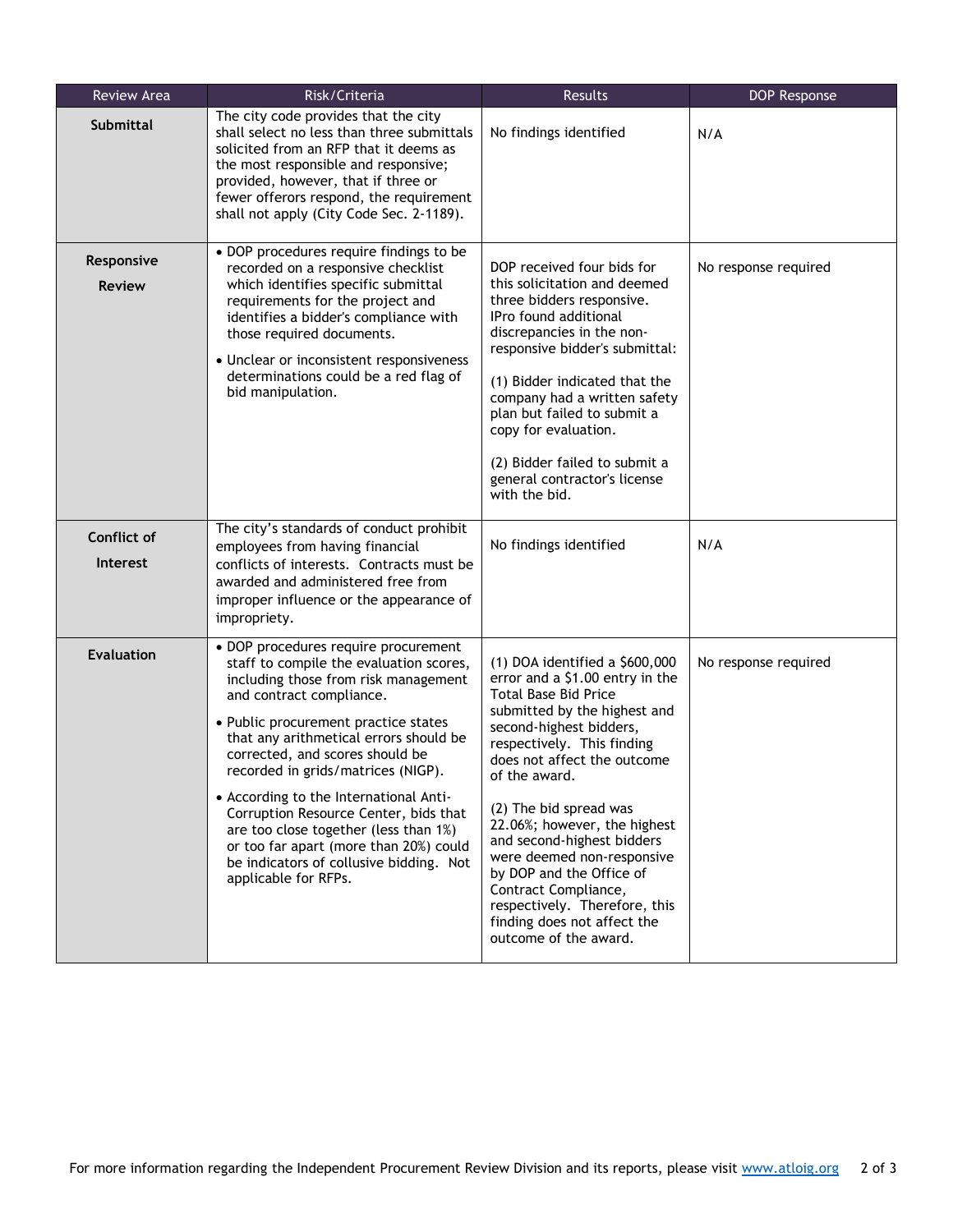| Review Area | Risk/Criteria | Results | DOP Response |
|---|---|---|---|
| **Submittal** | The city code provides that the city shall select no less than three submittals solicited from an RFP that it deems as the most responsible and responsive; provided, however, that if three or fewer offerors respond, the requirement shall not apply (City Code Sec. 2-1189). | No findings identified | N/A |
| **Responsive Review** | • DOP procedures require findings to be recorded on a responsive checklist which identifies specific submittal requirements for the project and identifies a bidder's compliance with those required documents.<br>• Unclear or inconsistent responsiveness determinations could be a red flag of bid manipulation. | DOP received four bids for this solicitation and deemed three bidders responsive. IPro found additional discrepancies in the non-responsive bidder's submittal:<br><br>(1) Bidder indicated that the company had a written safety plan but failed to submit a copy for evaluation.<br><br>(2) Bidder failed to submit a general contractor's license with the bid. | No response required |
| **Conflict of Interest** | The city's standards of conduct prohibit employees from having financial conflicts of interests. Contracts must be awarded and administered free from improper influence or the appearance of impropriety. | No findings identified | N/A |
| **Evaluation** | • DOP procedures require procurement staff to compile the evaluation scores, including those from risk management and contract compliance.<br>• Public procurement practice states that any arithmetical errors should be corrected, and scores should be recorded in grids/matrices (NIGP).<br>• According to the International Anti-Corruption Resource Center, bids that are too close together (less than 1%) or too far apart (more than 20%) could be indicators of collusive bidding. Not applicable for RFPs. | (1) DOA identified a $600,000 error and a $1.00 entry in the Total Base Bid Price submitted by the highest and second-highest bidders, respectively. This finding does not affect the outcome of the award.<br><br>(2) The bid spread was 22.06%; however, the highest and second-highest bidders were deemed non-responsive by DOP and the Office of Contract Compliance, respectively. Therefore, this finding does not affect the outcome of the award. | No response required |

For more information regarding the Independent Procurement Review Division and its reports, please visit www.atloig.org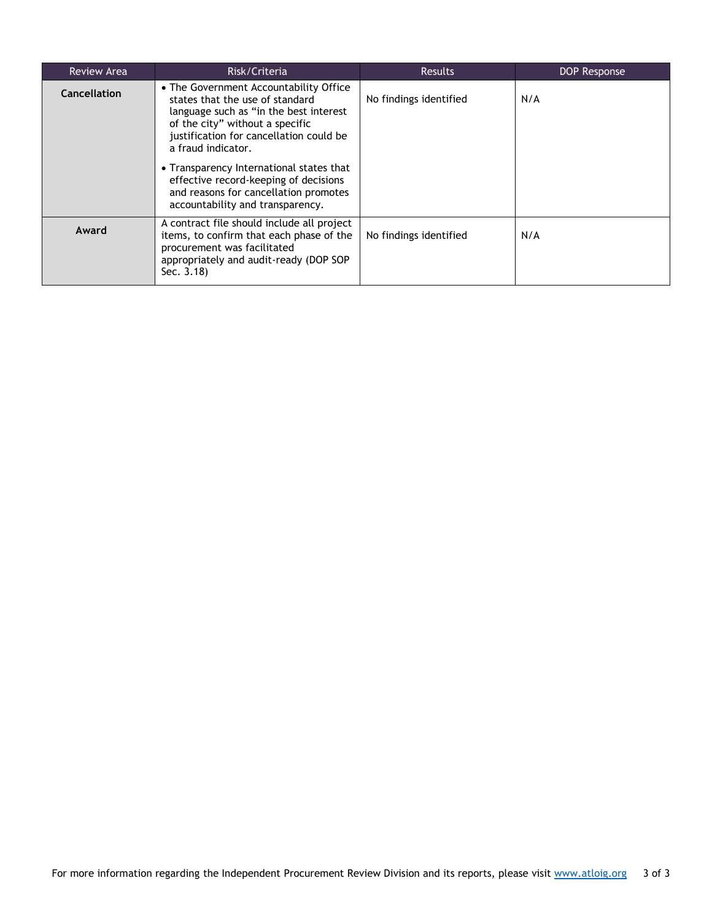| Review Area | Risk/Criteria | Results | DOP Response |
|---|---|---|---|
| **Cancellation** | • The Government Accountability Office states that the use of standard language such as "in the best interest of the city" without a specific justification for cancellation could be a fraud indicator.<br>• Transparency International states that effective record-keeping of decisions and reasons for cancellation promotes accountability and transparency. | No findings identified | N/A |
| **Award** | A contract file should include all project items, to confirm that each phase of the procurement was facilitated appropriately and audit-ready (DOP SOP Sec. 3.18) | No findings identified | N/A |

For more information regarding the Independent Procurement Review Division and its reports, please visit www.atloig.org